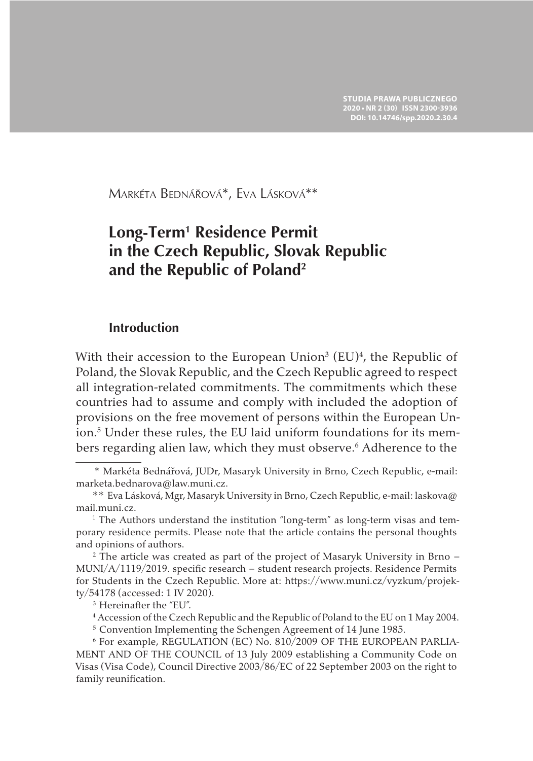Markéta Bednářová*, Eva Lásková**

# Long-Term[1] Residence Permit in the Czech Republic, Slovak Republic and the Republic of Poland[2]

## Introduction

With their accession to the European Union[3] (EU)[4], the Republic of Poland, the Slovak Republic, and the Czech Republic agreed to respect all integration-related commitments. The commitments which these countries had to assume and comply with included the adoption of provisions on the free movement of persons within the European Union.[5] Under these rules, the EU laid uniform foundations for its members regarding alien law, which they must observe.[6] Adherence to the

---

\* Markéta Bednářová, JUDr, Masaryk University in Brno, Czech Republic, e-mail: marketa.bednarova@law.muni.cz.

\** Eva Lásková, Mgr, Masaryk University in Brno, Czech Republic, e-mail: laskova@mail.muni.cz.

[1] The Authors understand the institution "long-term" as long-term visas and temporary residence permits. Please note that the article contains the personal thoughts and opinions of authors.

[2] The article was created as part of the project of Masaryk University in Brno – MUNI/A/1119/2019. specific research – student research projects. Residence Permits for Students in the Czech Republic. More at: https://www.muni.cz/vyzkum/projekty/54178 (accessed: 1 IV 2020).

[3] Hereinafter the "EU".

[4] Accession of the Czech Republic and the Republic of Poland to the EU on 1 May 2004.

[5] Convention Implementing the Schengen Agreement of 14 June 1985.

[6] For example, REGULATION (EC) No. 810/2009 OF THE EUROPEAN PARLIAMENT AND OF THE COUNCIL of 13 July 2009 establishing a Community Code on Visas (Visa Code), Council Directive 2003/86/EC of 22 September 2003 on the right to family reunification.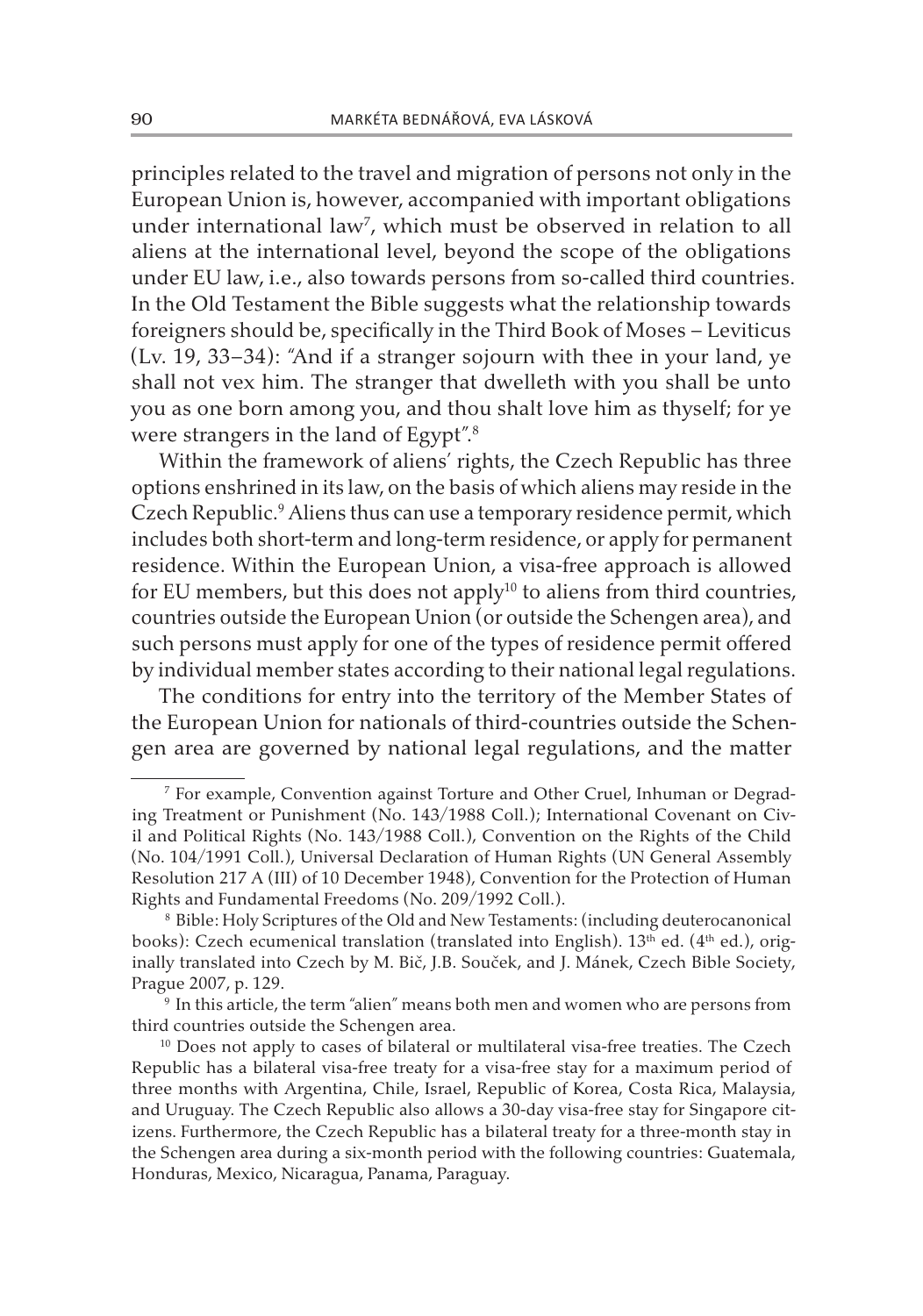principles related to the travel and migration of persons not only in the European Union is, however, accompanied with important obligations under international law[7], which must be observed in relation to all aliens at the international level, beyond the scope of the obligations under EU law, i.e., also towards persons from so-called third countries. In the Old Testament the Bible suggests what the relationship towards foreigners should be, specifically in the Third Book of Moses – Leviticus (Lv. 19, 33–34): "And if a stranger sojourn with thee in your land, ye shall not vex him. The stranger that dwelleth with you shall be unto you as one born among you, and thou shalt love him as thyself; for ye were strangers in the land of Egypt".[8]

Within the framework of aliens' rights, the Czech Republic has three options enshrined in its law, on the basis of which aliens may reside in the Czech Republic.[9] Aliens thus can use a temporary residence permit, which includes both short-term and long-term residence, or apply for permanent residence. Within the European Union, a visa-free approach is allowed for EU members, but this does not apply[10] to aliens from third countries, countries outside the European Union (or outside the Schengen area), and such persons must apply for one of the types of residence permit offered by individual member states according to their national legal regulations.

The conditions for entry into the territory of the Member States of the European Union for nationals of third-countries outside the Schengen area are governed by national legal regulations, and the matter

---

[7] For example, Convention against Torture and Other Cruel, Inhuman or Degrading Treatment or Punishment (No. 143/1988 Coll.); International Covenant on Civil and Political Rights (No. 143/1988 Coll.), Convention on the Rights of the Child (No. 104/1991 Coll.), Universal Declaration of Human Rights (UN General Assembly Resolution 217 A (III) of 10 December 1948), Convention for the Protection of Human Rights and Fundamental Freedoms (No. 209/1992 Coll.).

[8] Bible: Holy Scriptures of the Old and New Testaments: (including deuterocanonical books): Czech ecumenical translation (translated into English). 13th ed. (4th ed.), originally translated into Czech by M. Bič, J.B. Souček, and J. Mánek, Czech Bible Society, Prague 2007, p. 129.

[9] In this article, the term "alien" means both men and women who are persons from third countries outside the Schengen area.

[10] Does not apply to cases of bilateral or multilateral visa-free treaties. The Czech Republic has a bilateral visa-free treaty for a visa-free stay for a maximum period of three months with Argentina, Chile, Israel, Republic of Korea, Costa Rica, Malaysia, and Uruguay. The Czech Republic also allows a 30-day visa-free stay for Singapore citizens. Furthermore, the Czech Republic has a bilateral treaty for a three-month stay in the Schengen area during a six-month period with the following countries: Guatemala, Honduras, Mexico, Nicaragua, Panama, Paraguay.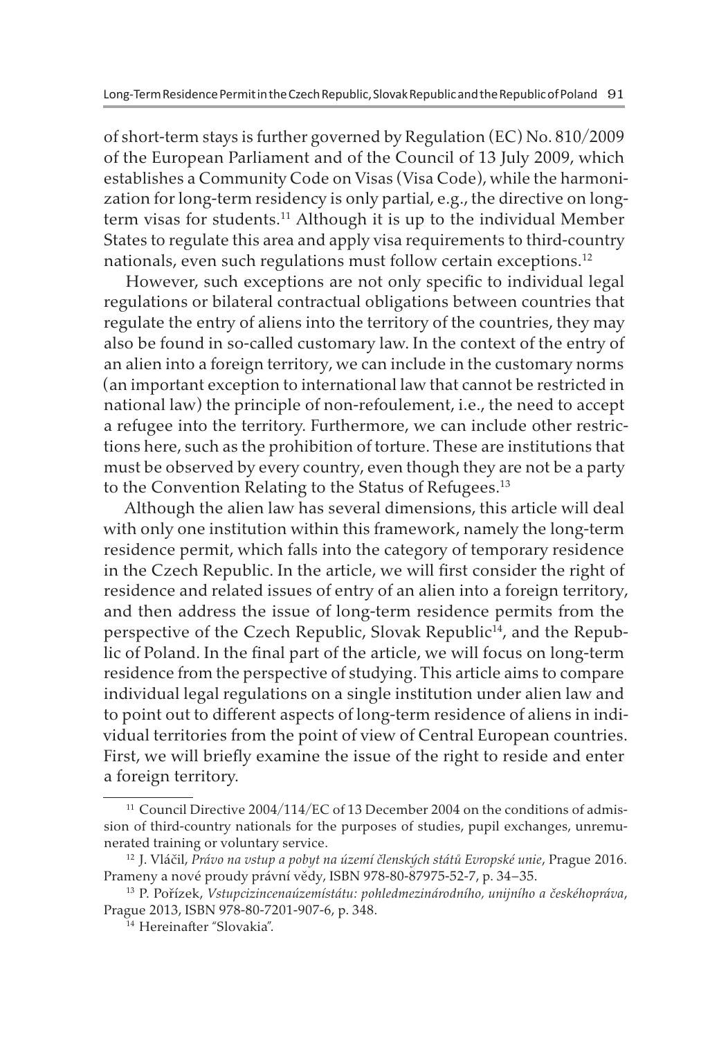of short-term stays is further governed by Regulation (EC) No. 810/2009 of the European Parliament and of the Council of 13 July 2009, which establishes a Community Code on Visas (Visa Code), while the harmonization for long-term residency is only partial, e.g., the directive on long-term visas for students.[11] Although it is up to the individual Member States to regulate this area and apply visa requirements to third-country nationals, even such regulations must follow certain exceptions.[12]

However, such exceptions are not only specific to individual legal regulations or bilateral contractual obligations between countries that regulate the entry of aliens into the territory of the countries, they may also be found in so-called customary law. In the context of the entry of an alien into a foreign territory, we can include in the customary norms (an important exception to international law that cannot be restricted in national law) the principle of non-refoulement, i.e., the need to accept a refugee into the territory. Furthermore, we can include other restrictions here, such as the prohibition of torture. These are institutions that must be observed by every country, even though they are not be a party to the Convention Relating to the Status of Refugees.[13]

Although the alien law has several dimensions, this article will deal with only one institution within this framework, namely the long-term residence permit, which falls into the category of temporary residence in the Czech Republic. In the article, we will first consider the right of residence and related issues of entry of an alien into a foreign territory, and then address the issue of long-term residence permits from the perspective of the Czech Republic, Slovak Republic[14], and the Republic of Poland. In the final part of the article, we will focus on long-term residence from the perspective of studying. This article aims to compare individual legal regulations on a single institution under alien law and to point out to different aspects of long-term residence of aliens in individual territories from the point of view of Central European countries. First, we will briefly examine the issue of the right to reside and enter a foreign territory.

[11] Council Directive 2004/114/EC of 13 December 2004 on the conditions of admission of third-country nationals for the purposes of studies, pupil exchanges, unremunerated training or voluntary service.

[12] J. Vláčil, *Právo na vstup a pobyt na území členských států Evropské unie*, Prague 2016. Prameny a nové proudy právní vědy, ISBN 978-80-87975-52-7, p. 34–35.

[13] P. Pořízek, *Vstupcizincenaúzemístátu: pohledmezinárodního, unijního a českéhopráva*, Prague 2013, ISBN 978-80-7201-907-6, p. 348.

[14] Hereinafter "Slovakia".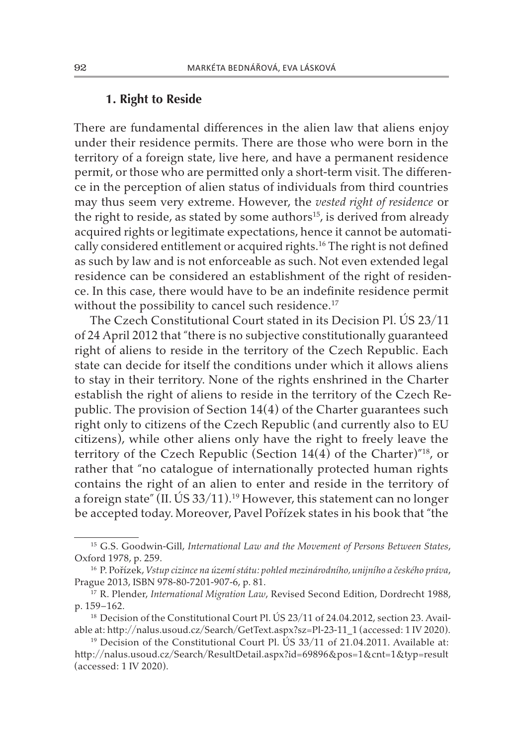### 1. Right to Reside

There are fundamental differences in the alien law that aliens enjoy under their residence permits. There are those who were born in the territory of a foreign state, live here, and have a permanent residence permit, or those who are permitted only a short-term visit. The difference in the perception of alien status of individuals from third countries may thus seem very extreme. However, the *vested right of residence* or the right to reside, as stated by some authors[15], is derived from already acquired rights or legitimate expectations, hence it cannot be automatically considered entitlement or acquired rights.[16] The right is not defined as such by law and is not enforceable as such. Not even extended legal residence can be considered an establishment of the right of residence. In this case, there would have to be an indefinite residence permit without the possibility to cancel such residence.[17]

The Czech Constitutional Court stated in its Decision Pl. ÚS 23/11 of 24 April 2012 that "there is no subjective constitutionally guaranteed right of aliens to reside in the territory of the Czech Republic. Each state can decide for itself the conditions under which it allows aliens to stay in their territory. None of the rights enshrined in the Charter establish the right of aliens to reside in the territory of the Czech Republic. The provision of Section 14(4) of the Charter guarantees such right only to citizens of the Czech Republic (and currently also to EU citizens), while other aliens only have the right to freely leave the territory of the Czech Republic (Section 14(4) of the Charter)"[18], or rather that "no catalogue of internationally protected human rights contains the right of an alien to enter and reside in the territory of a foreign state" (II. ÚS 33/11).[19] However, this statement can no longer be accepted today. Moreover, Pavel Pořízek states in his book that "the

---

[15] G.S. Goodwin-Gill, *International Law and the Movement of Persons Between States*, Oxford 1978, p. 259.

[16] P. Pořízek, *Vstup cizince na území státu: pohled mezinárodního, unijního a českého práva*, Prague 2013, ISBN 978-80-7201-907-6, p. 81.

[17] R. Plender, *International Migration Law*, Revised Second Edition, Dordrecht 1988, p. 159–162.

[18] Decision of the Constitutional Court Pl. ÚS 23/11 of 24.04.2012, section 23. Available at: http://nalus.usoud.cz/Search/GetText.aspx?sz=Pl-23-11_1 (accessed: 1 IV 2020).

[19] Decision of the Constitutional Court Pl. ÚS 33/11 of 21.04.2011. Available at: http://nalus.usoud.cz/Search/ResultDetail.aspx?id=69896&pos=1&cnt=1&typ=result (accessed: 1 IV 2020).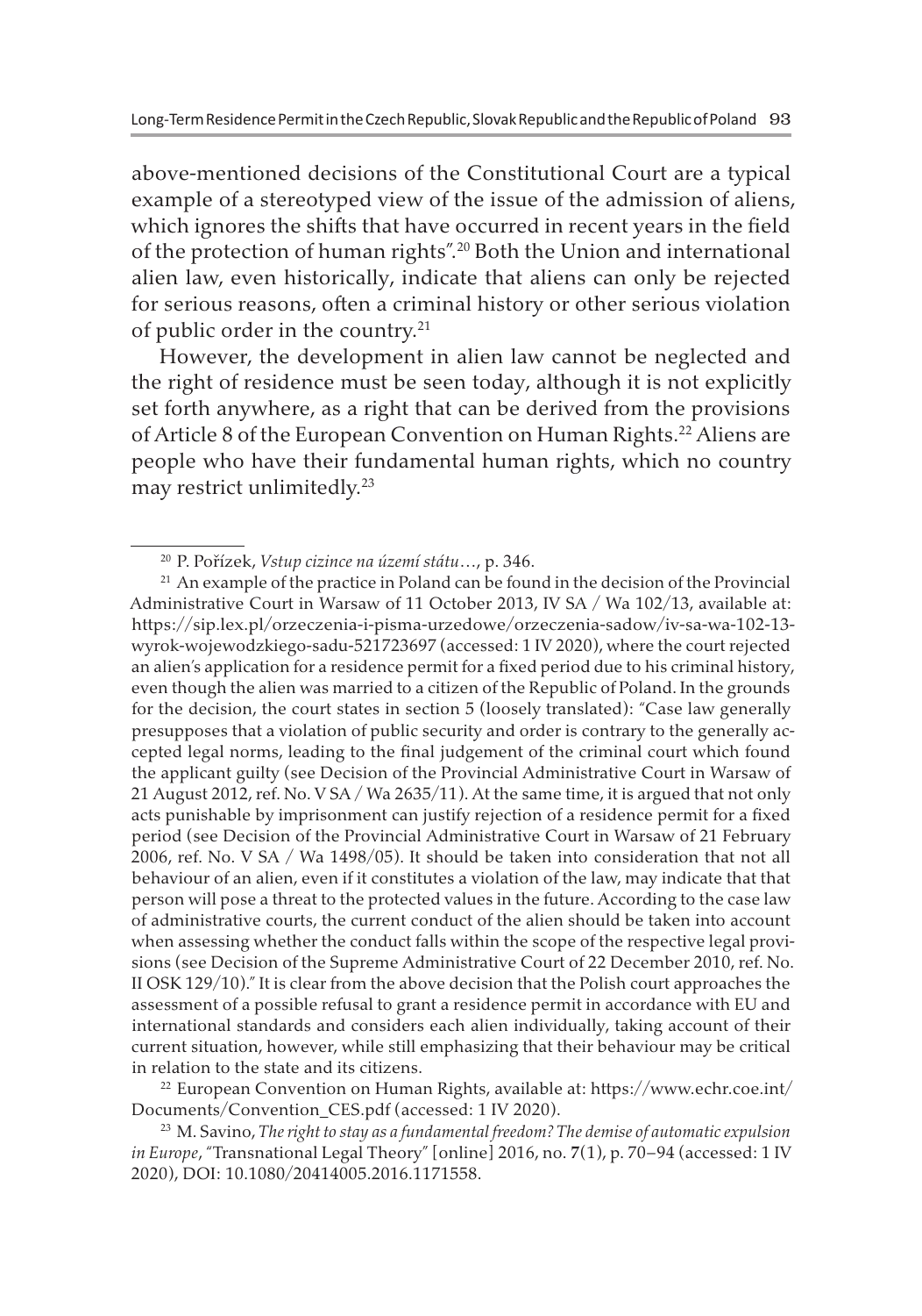above-mentioned decisions of the Constitutional Court are a typical example of a stereotyped view of the issue of the admission of aliens, which ignores the shifts that have occurred in recent years in the field of the protection of human rights".[20] Both the Union and international alien law, even historically, indicate that aliens can only be rejected for serious reasons, often a criminal history or other serious violation of public order in the country.[21]

However, the development in alien law cannot be neglected and the right of residence must be seen today, although it is not explicitly set forth anywhere, as a right that can be derived from the provisions of Article 8 of the European Convention on Human Rights.[22] Aliens are people who have their fundamental human rights, which no country may restrict unlimitedly.[23]

---

[20] P. Pořízek, *Vstup cizince na území státu…*, p. 346.

[21] An example of the practice in Poland can be found in the decision of the Provincial Administrative Court in Warsaw of 11 October 2013, IV SA / Wa 102/13, available at: https://sip.lex.pl/orzeczenia-i-pisma-urzedowe/orzeczenia-sadow/iv-sa-wa-102-13-wyrok-wojewodzkiego-sadu-521723697 (accessed: 1 IV 2020), where the court rejected an alien's application for a residence permit for a fixed period due to his criminal history, even though the alien was married to a citizen of the Republic of Poland. In the grounds for the decision, the court states in section 5 (loosely translated): "Case law generally presupposes that a violation of public security and order is contrary to the generally accepted legal norms, leading to the final judgement of the criminal court which found the applicant guilty (see Decision of the Provincial Administrative Court in Warsaw of 21 August 2012, ref. No. V SA / Wa 2635/11). At the same time, it is argued that not only acts punishable by imprisonment can justify rejection of a residence permit for a fixed period (see Decision of the Provincial Administrative Court in Warsaw of 21 February 2006, ref. No. V SA / Wa 1498/05). It should be taken into consideration that not all behaviour of an alien, even if it constitutes a violation of the law, may indicate that that person will pose a threat to the protected values in the future. According to the case law of administrative courts, the current conduct of the alien should be taken into account when assessing whether the conduct falls within the scope of the respective legal provisions (see Decision of the Supreme Administrative Court of 22 December 2010, ref. No. II OSK 129/10)." It is clear from the above decision that the Polish court approaches the assessment of a possible refusal to grant a residence permit in accordance with EU and international standards and considers each alien individually, taking account of their current situation, however, while still emphasizing that their behaviour may be critical in relation to the state and its citizens.

[22] European Convention on Human Rights, available at: https://www.echr.coe.int/Documents/Convention_CES.pdf (accessed: 1 IV 2020).

[23] M. Savino, *The right to stay as a fundamental freedom? The demise of automatic expulsion in Europe*, "Transnational Legal Theory" [online] 2016, no. 7(1), p. 70–94 (accessed: 1 IV 2020), DOI: 10.1080/20414005.2016.1171558.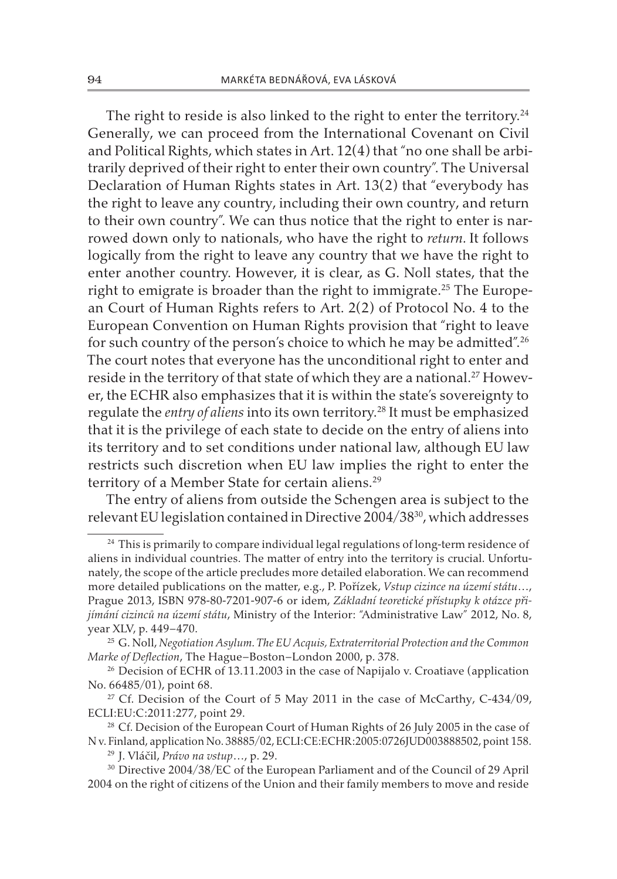The right to reside is also linked to the right to enter the territory.[24] Generally, we can proceed from the International Covenant on Civil and Political Rights, which states in Art. 12(4) that "no one shall be arbitrarily deprived of their right to enter their own country". The Universal Declaration of Human Rights states in Art. 13(2) that "everybody has the right to leave any country, including their own country, and return to their own country". We can thus notice that the right to enter is narrowed down only to nationals, who have the right to *return.* It follows logically from the right to leave any country that we have the right to enter another country. However, it is clear, as G. Noll states, that the right to emigrate is broader than the right to immigrate.[25] The European Court of Human Rights refers to Art. 2(2) of Protocol No. 4 to the European Convention on Human Rights provision that "right to leave for such country of the person's choice to which he may be admitted".[26] The court notes that everyone has the unconditional right to enter and reside in the territory of that state of which they are a national.[27] However, the ECHR also emphasizes that it is within the state's sovereignty to regulate the *entry of aliens* into its own territory.[28] It must be emphasized that it is the privilege of each state to decide on the entry of aliens into its territory and to set conditions under national law, although EU law restricts such discretion when EU law implies the right to enter the territory of a Member State for certain aliens.[29]

The entry of aliens from outside the Schengen area is subject to the relevant EU legislation contained in Directive 2004/38[30], which addresses

---

[24] This is primarily to compare individual legal regulations of long-term residence of aliens in individual countries. The matter of entry into the territory is crucial. Unfortunately, the scope of the article precludes more detailed elaboration. We can recommend more detailed publications on the matter, e.g., P. Pořízek, *Vstup cizince na území státu*…, Prague 2013, ISBN 978-80-7201-907-6 or idem, *Základní teoretické přístupky k otázce přijímání cizinců na území státu*, Ministry of the Interior: "Administrative Law" 2012, No. 8, year XLV, p. 449–470.

[25] G. Noll, *Negotiation Asylum. The EU Acquis, Extraterritorial Protection and the Common Marke of Deflection*, The Hague–Boston–London 2000, p. 378.

[26] Decision of ECHR of 13.11.2003 in the case of Napijalo v. Croatiave (application No. 66485/01), point 68.

[27] Cf. Decision of the Court of 5 May 2011 in the case of McCarthy, C-434/09, ECLI:EU:C:2011:277, point 29.

[28] Cf. Decision of the European Court of Human Rights of 26 July 2005 in the case of N v. Finland, application No. 38885/02, ECLI:CE:ECHR:2005:0726JUD003888502, point 158.

[29] J. Vláčil, *Právo na vstup*…, p. 29.

[30] Directive 2004/38/EC of the European Parliament and of the Council of 29 April 2004 on the right of citizens of the Union and their family members to move and reside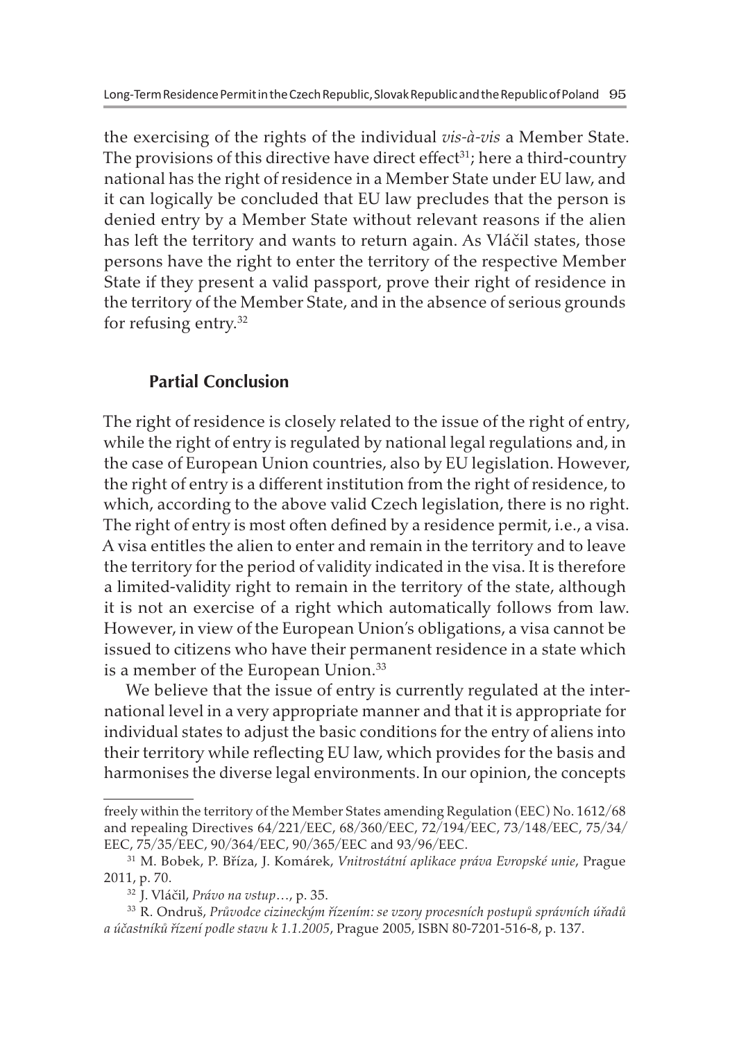the exercising of the rights of the individual *vis-à-vis* a Member State. The provisions of this directive have direct effect[31]; here a third-country national has the right of residence in a Member State under EU law, and it can logically be concluded that EU law precludes that the person is denied entry by a Member State without relevant reasons if the alien has left the territory and wants to return again. As Vláčil states, those persons have the right to enter the territory of the respective Member State if they present a valid passport, prove their right of residence in the territory of the Member State, and in the absence of serious grounds for refusing entry.[32]

## Partial Conclusion

The right of residence is closely related to the issue of the right of entry, while the right of entry is regulated by national legal regulations and, in the case of European Union countries, also by EU legislation. However, the right of entry is a different institution from the right of residence, to which, according to the above valid Czech legislation, there is no right. The right of entry is most often defined by a residence permit, i.e., a visa. A visa entitles the alien to enter and remain in the territory and to leave the territory for the period of validity indicated in the visa. It is therefore a limited-validity right to remain in the territory of the state, although it is not an exercise of a right which automatically follows from law. However, in view of the European Union's obligations, a visa cannot be issued to citizens who have their permanent residence in a state which is a member of the European Union.[33]

We believe that the issue of entry is currently regulated at the international level in a very appropriate manner and that it is appropriate for individual states to adjust the basic conditions for the entry of aliens into their territory while reflecting EU law, which provides for the basis and harmonises the diverse legal environments. In our opinion, the concepts

---

freely within the territory of the Member States amending Regulation (EEC) No. 1612/68 and repealing Directives 64/221/EEC, 68/360/EEC, 72/194/EEC, 73/148/EEC, 75/34/EEC, 75/35/EEC, 90/364/EEC, 90/365/EEC and 93/96/EEC.

[31] M. Bobek, P. Bříza, J. Komárek, *Vnitrostátní aplikace práva Evropské unie*, Prague 2011, p. 70.

[32] J. Vláčil, *Právo na vstup…*, p. 35.

[33] R. Ondruš, *Průvodce cizineckým řízením: se vzory procesních postupů správních úřadů a účastníků řízení podle stavu k 1.1.2005*, Prague 2005, ISBN 80-7201-516-8, p. 137.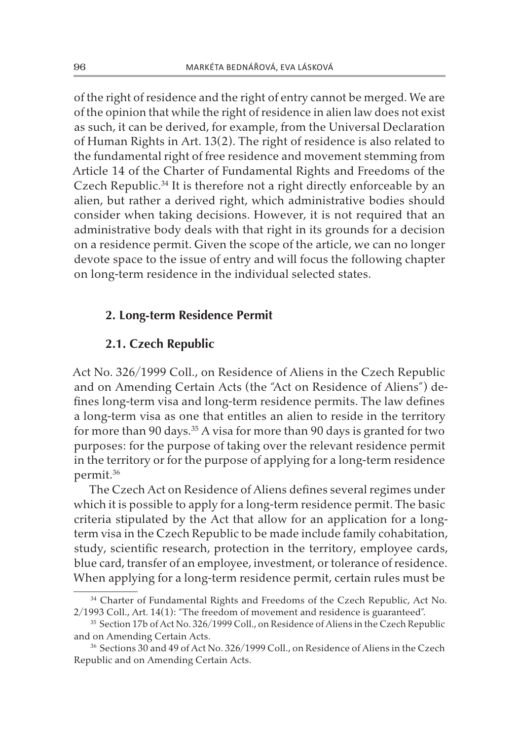of the right of residence and the right of entry cannot be merged. We are of the opinion that while the right of residence in alien law does not exist as such, it can be derived, for example, from the Universal Declaration of Human Rights in Art. 13(2). The right of residence is also related to the fundamental right of free residence and movement stemming from Article 14 of the Charter of Fundamental Rights and Freedoms of the Czech Republic.[34] It is therefore not a right directly enforceable by an alien, but rather a derived right, which administrative bodies should consider when taking decisions. However, it is not required that an administrative body deals with that right in its grounds for a decision on a residence permit. Given the scope of the article, we can no longer devote space to the issue of entry and will focus the following chapter on long-term residence in the individual selected states.

## 2. Long-term Residence Permit

### 2.1. Czech Republic

Act No. 326/1999 Coll., on Residence of Aliens in the Czech Republic and on Amending Certain Acts (the "Act on Residence of Aliens") defines long-term visa and long-term residence permits. The law defines a long-term visa as one that entitles an alien to reside in the territory for more than 90 days.[35] A visa for more than 90 days is granted for two purposes: for the purpose of taking over the relevant residence permit in the territory or for the purpose of applying for a long-term residence permit.[36]

The Czech Act on Residence of Aliens defines several regimes under which it is possible to apply for a long-term residence permit. The basic criteria stipulated by the Act that allow for an application for a long-term visa in the Czech Republic to be made include family cohabitation, study, scientific research, protection in the territory, employee cards, blue card, transfer of an employee, investment, or tolerance of residence. When applying for a long-term residence permit, certain rules must be

[34] Charter of Fundamental Rights and Freedoms of the Czech Republic, Act No. 2/1993 Coll., Art. 14(1): "The freedom of movement and residence is guaranteed".

[35] Section 17b of Act No. 326/1999 Coll., on Residence of Aliens in the Czech Republic and on Amending Certain Acts.

[36] Sections 30 and 49 of Act No. 326/1999 Coll., on Residence of Aliens in the Czech Republic and on Amending Certain Acts.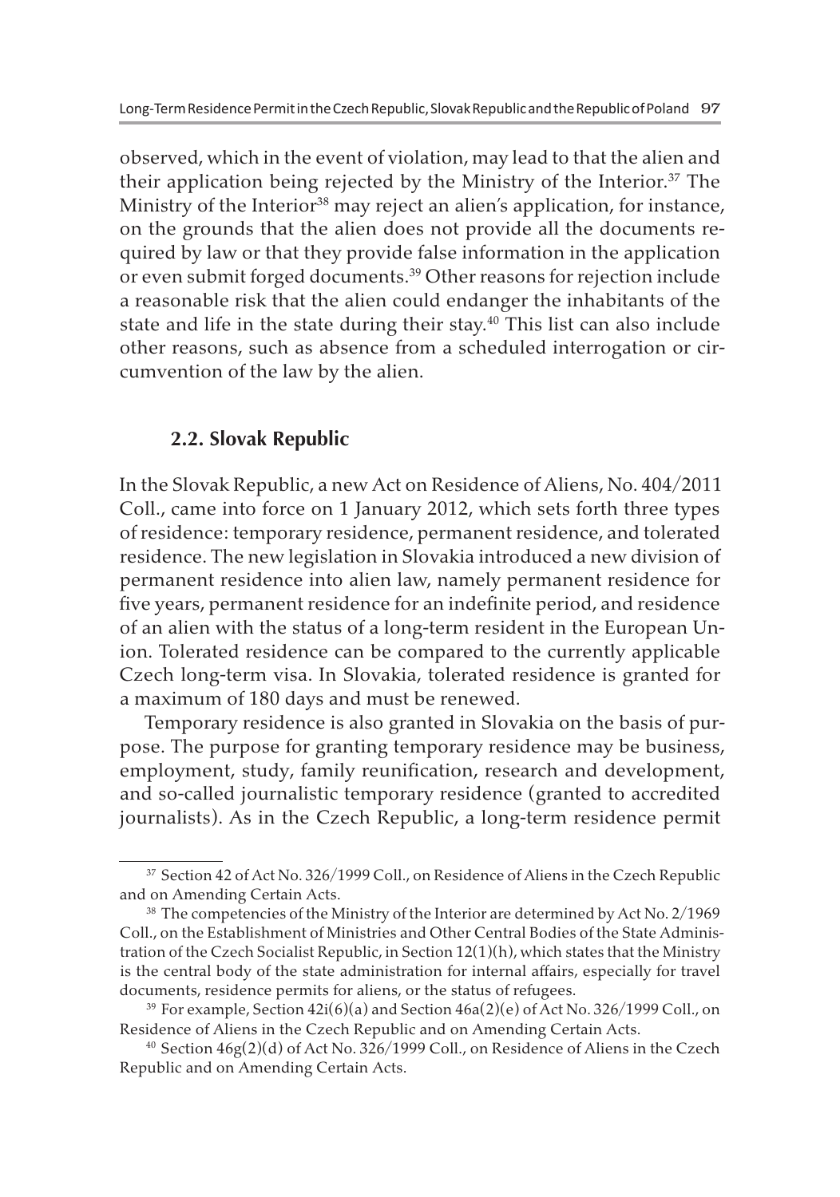observed, which in the event of violation, may lead to that the alien and their application being rejected by the Ministry of the Interior.[37] The Ministry of the Interior[38] may reject an alien's application, for instance, on the grounds that the alien does not provide all the documents required by law or that they provide false information in the application or even submit forged documents.[39] Other reasons for rejection include a reasonable risk that the alien could endanger the inhabitants of the state and life in the state during their stay.[40] This list can also include other reasons, such as absence from a scheduled interrogation or circumvention of the law by the alien.

## 2.2. Slovak Republic

In the Slovak Republic, a new Act on Residence of Aliens, No. 404/2011 Coll., came into force on 1 January 2012, which sets forth three types of residence: temporary residence, permanent residence, and tolerated residence. The new legislation in Slovakia introduced a new division of permanent residence into alien law, namely permanent residence for five years, permanent residence for an indefinite period, and residence of an alien with the status of a long-term resident in the European Union. Tolerated residence can be compared to the currently applicable Czech long-term visa. In Slovakia, tolerated residence is granted for a maximum of 180 days and must be renewed.

Temporary residence is also granted in Slovakia on the basis of purpose. The purpose for granting temporary residence may be business, employment, study, family reunification, research and development, and so-called journalistic temporary residence (granted to accredited journalists). As in the Czech Republic, a long-term residence permit

---

[37] Section 42 of Act No. 326/1999 Coll., on Residence of Aliens in the Czech Republic and on Amending Certain Acts.

[38] The competencies of the Ministry of the Interior are determined by Act No. 2/1969 Coll., on the Establishment of Ministries and Other Central Bodies of the State Administration of the Czech Socialist Republic, in Section 12(1)(h), which states that the Ministry is the central body of the state administration for internal affairs, especially for travel documents, residence permits for aliens, or the status of refugees.

[39] For example, Section 42i(6)(a) and Section 46a(2)(e) of Act No. 326/1999 Coll., on Residence of Aliens in the Czech Republic and on Amending Certain Acts.

[40] Section 46g(2)(d) of Act No. 326/1999 Coll., on Residence of Aliens in the Czech Republic and on Amending Certain Acts.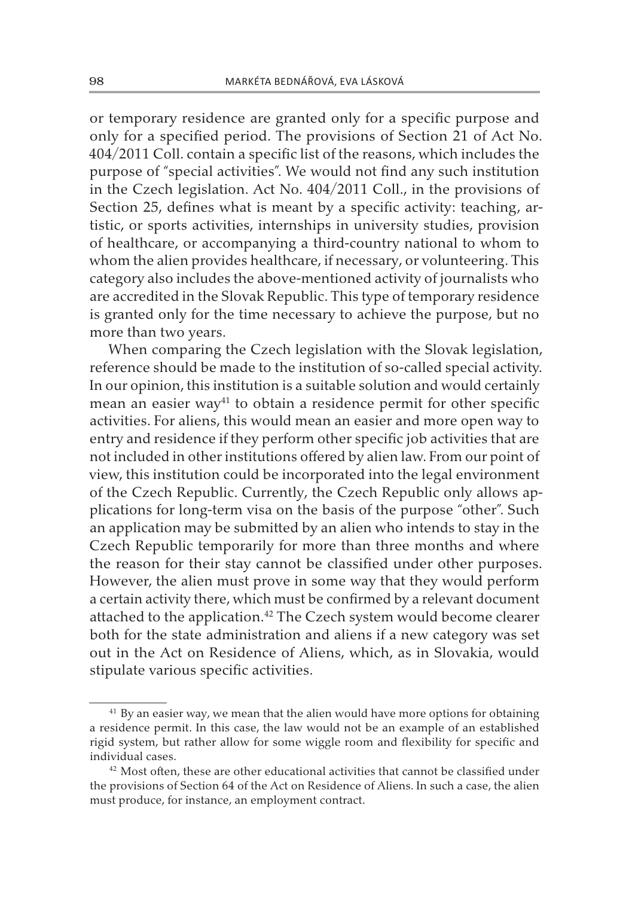or temporary residence are granted only for a specific purpose and only for a specified period. The provisions of Section 21 of Act No. 404/2011 Coll. contain a specific list of the reasons, which includes the purpose of "special activities". We would not find any such institution in the Czech legislation. Act No. 404/2011 Coll., in the provisions of Section 25, defines what is meant by a specific activity: teaching, artistic, or sports activities, internships in university studies, provision of healthcare, or accompanying a third-country national to whom to whom the alien provides healthcare, if necessary, or volunteering. This category also includes the above-mentioned activity of journalists who are accredited in the Slovak Republic. This type of temporary residence is granted only for the time necessary to achieve the purpose, but no more than two years.

When comparing the Czech legislation with the Slovak legislation, reference should be made to the institution of so-called special activity. In our opinion, this institution is a suitable solution and would certainly mean an easier way[41] to obtain a residence permit for other specific activities. For aliens, this would mean an easier and more open way to entry and residence if they perform other specific job activities that are not included in other institutions offered by alien law. From our point of view, this institution could be incorporated into the legal environment of the Czech Republic. Currently, the Czech Republic only allows applications for long-term visa on the basis of the purpose "other". Such an application may be submitted by an alien who intends to stay in the Czech Republic temporarily for more than three months and where the reason for their stay cannot be classified under other purposes. However, the alien must prove in some way that they would perform a certain activity there, which must be confirmed by a relevant document attached to the application.[42] The Czech system would become clearer both for the state administration and aliens if a new category was set out in the Act on Residence of Aliens, which, as in Slovakia, would stipulate various specific activities.

[41] By an easier way, we mean that the alien would have more options for obtaining a residence permit. In this case, the law would not be an example of an established rigid system, but rather allow for some wiggle room and flexibility for specific and individual cases.

[42] Most often, these are other educational activities that cannot be classified under the provisions of Section 64 of the Act on Residence of Aliens. In such a case, the alien must produce, for instance, an employment contract.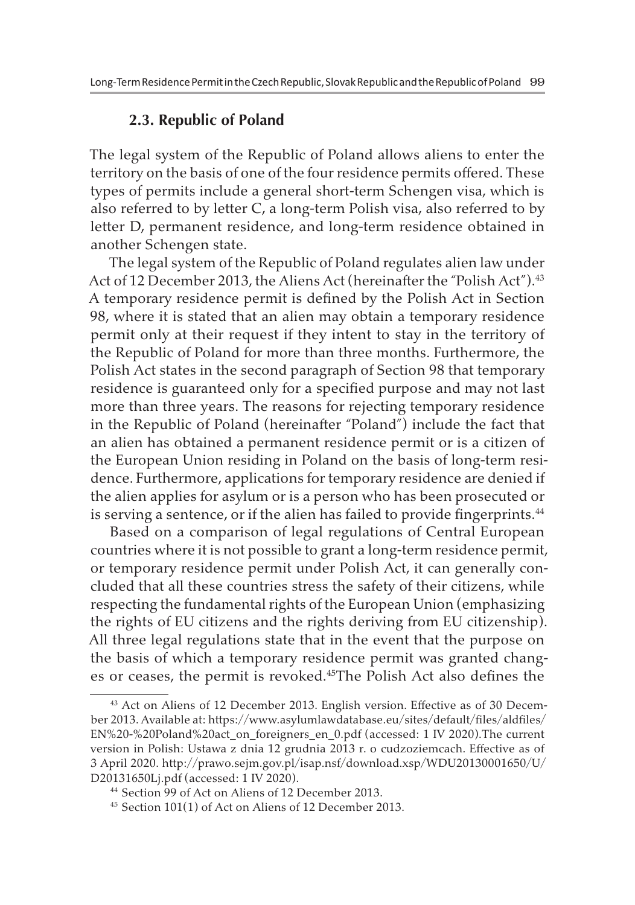### 2.3. Republic of Poland

The legal system of the Republic of Poland allows aliens to enter the territory on the basis of one of the four residence permits offered. These types of permits include a general short-term Schengen visa, which is also referred to by letter C, a long-term Polish visa, also referred to by letter D, permanent residence, and long-term residence obtained in another Schengen state.

The legal system of the Republic of Poland regulates alien law under Act of 12 December 2013, the Aliens Act (hereinafter the "Polish Act").[43] A temporary residence permit is defined by the Polish Act in Section 98, where it is stated that an alien may obtain a temporary residence permit only at their request if they intent to stay in the territory of the Republic of Poland for more than three months. Furthermore, the Polish Act states in the second paragraph of Section 98 that temporary residence is guaranteed only for a specified purpose and may not last more than three years. The reasons for rejecting temporary residence in the Republic of Poland (hereinafter "Poland") include the fact that an alien has obtained a permanent residence permit or is a citizen of the European Union residing in Poland on the basis of long-term residence. Furthermore, applications for temporary residence are denied if the alien applies for asylum or is a person who has been prosecuted or is serving a sentence, or if the alien has failed to provide fingerprints.[44]

Based on a comparison of legal regulations of Central European countries where it is not possible to grant a long-term residence permit, or temporary residence permit under Polish Act, it can generally concluded that all these countries stress the safety of their citizens, while respecting the fundamental rights of the European Union (emphasizing the rights of EU citizens and the rights deriving from EU citizenship). All three legal regulations state that in the event that the purpose on the basis of which a temporary residence permit was granted changes or ceases, the permit is revoked.[45]The Polish Act also defines the

---

[43] Act on Aliens of 12 December 2013. English version. Effective as of 30 December 2013. Available at: https://www.asylumlawdatabase.eu/sites/default/files/aldfiles/EN%20-%20Poland%20act_on_foreigners_en_0.pdf (accessed: 1 IV 2020).The current version in Polish: Ustawa z dnia 12 grudnia 2013 r. o cudzoziemcach. Effective as of 3 April 2020. http://prawo.sejm.gov.pl/isap.nsf/download.xsp/WDU20130001650/U/D20131650Lj.pdf (accessed: 1 IV 2020).

[44] Section 99 of Act on Aliens of 12 December 2013.

[45] Section 101(1) of Act on Aliens of 12 December 2013.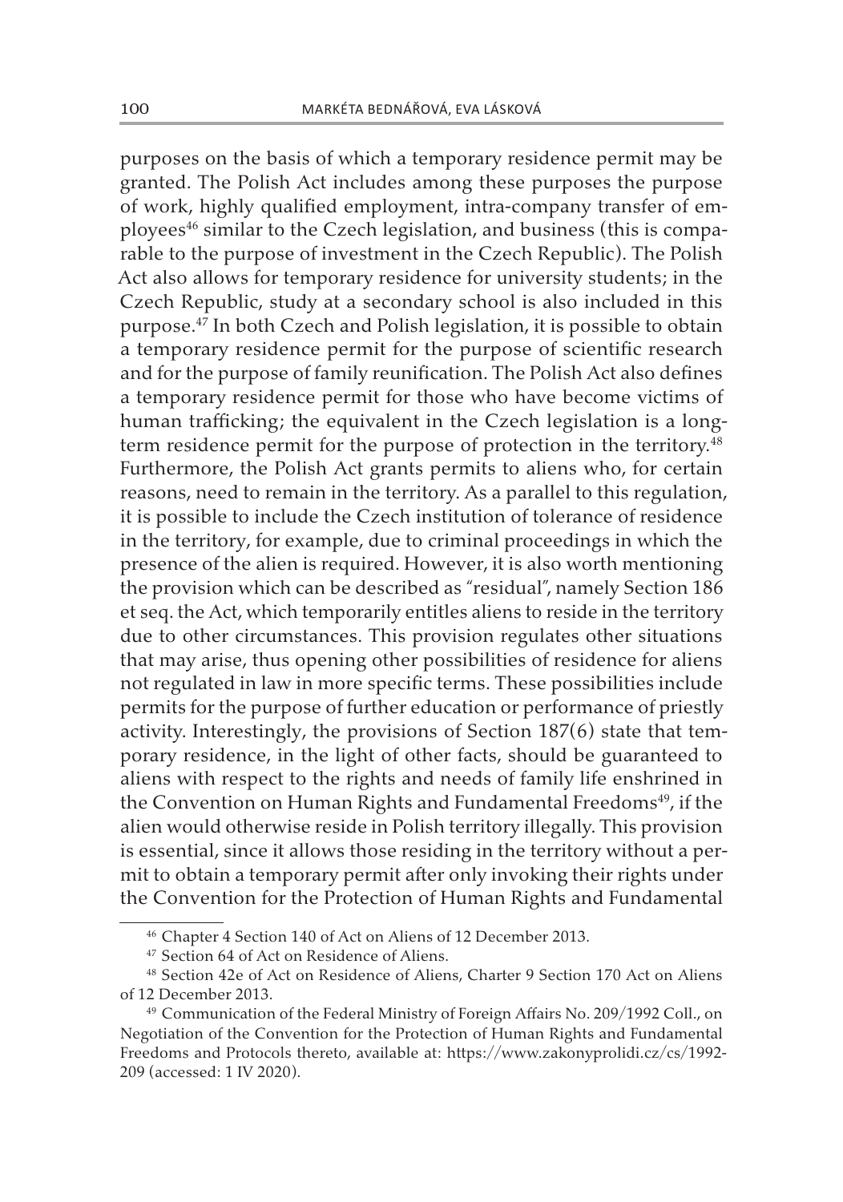purposes on the basis of which a temporary residence permit may be granted. The Polish Act includes among these purposes the purpose of work, highly qualified employment, intra-company transfer of employees[46] similar to the Czech legislation, and business (this is comparable to the purpose of investment in the Czech Republic). The Polish Act also allows for temporary residence for university students; in the Czech Republic, study at a secondary school is also included in this purpose.[47] In both Czech and Polish legislation, it is possible to obtain a temporary residence permit for the purpose of scientific research and for the purpose of family reunification. The Polish Act also defines a temporary residence permit for those who have become victims of human trafficking; the equivalent in the Czech legislation is a long-term residence permit for the purpose of protection in the territory.[48] Furthermore, the Polish Act grants permits to aliens who, for certain reasons, need to remain in the territory. As a parallel to this regulation, it is possible to include the Czech institution of tolerance of residence in the territory, for example, due to criminal proceedings in which the presence of the alien is required. However, it is also worth mentioning the provision which can be described as "residual", namely Section 186 et seq. the Act, which temporarily entitles aliens to reside in the territory due to other circumstances. This provision regulates other situations that may arise, thus opening other possibilities of residence for aliens not regulated in law in more specific terms. These possibilities include permits for the purpose of further education or performance of priestly activity. Interestingly, the provisions of Section 187(6) state that temporary residence, in the light of other facts, should be guaranteed to aliens with respect to the rights and needs of family life enshrined in the Convention on Human Rights and Fundamental Freedoms[49], if the alien would otherwise reside in Polish territory illegally. This provision is essential, since it allows those residing in the territory without a permit to obtain a temporary permit after only invoking their rights under the Convention for the Protection of Human Rights and Fundamental

---

[46] Chapter 4 Section 140 of Act on Aliens of 12 December 2013.

[47] Section 64 of Act on Residence of Aliens.

[48] Section 42e of Act on Residence of Aliens, Charter 9 Section 170 Act on Aliens of 12 December 2013.

[49] Communication of the Federal Ministry of Foreign Affairs No. 209/1992 Coll., on Negotiation of the Convention for the Protection of Human Rights and Fundamental Freedoms and Protocols thereto, available at: https://www.zakonyprolidi.cz/cs/1992-209 (accessed: 1 IV 2020).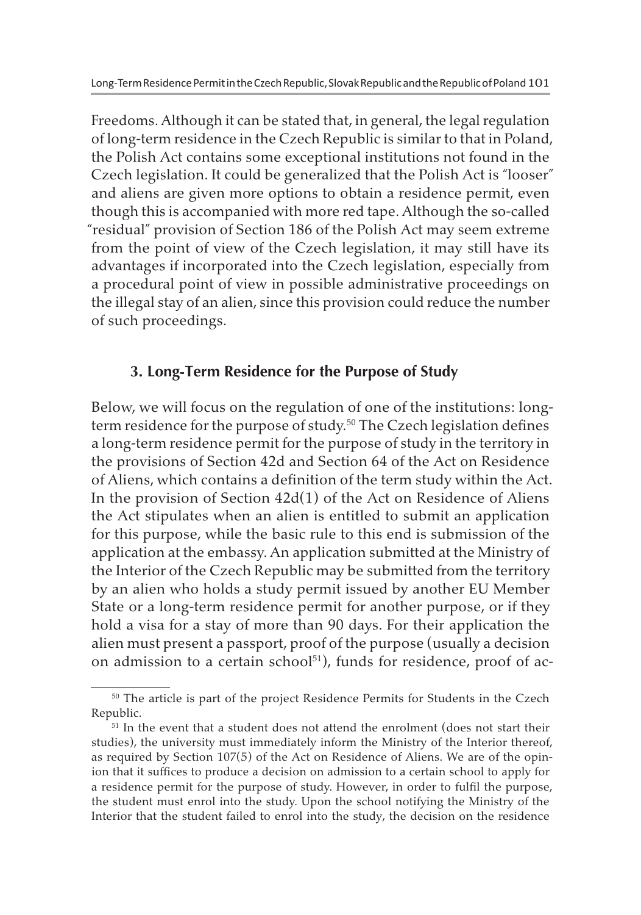Freedoms. Although it can be stated that, in general, the legal regulation of long-term residence in the Czech Republic is similar to that in Poland, the Polish Act contains some exceptional institutions not found in the Czech legislation. It could be generalized that the Polish Act is "looser" and aliens are given more options to obtain a residence permit, even though this is accompanied with more red tape. Although the so-called "residual" provision of Section 186 of the Polish Act may seem extreme from the point of view of the Czech legislation, it may still have its advantages if incorporated into the Czech legislation, especially from a procedural point of view in possible administrative proceedings on the illegal stay of an alien, since this provision could reduce the number of such proceedings.

## 3. Long-Term Residence for the Purpose of Study

Below, we will focus on the regulation of one of the institutions: long-term residence for the purpose of study.[50] The Czech legislation defines a long-term residence permit for the purpose of study in the territory in the provisions of Section 42d and Section 64 of the Act on Residence of Aliens, which contains a definition of the term study within the Act. In the provision of Section 42d(1) of the Act on Residence of Aliens the Act stipulates when an alien is entitled to submit an application for this purpose, while the basic rule to this end is submission of the application at the embassy. An application submitted at the Ministry of the Interior of the Czech Republic may be submitted from the territory by an alien who holds a study permit issued by another EU Member State or a long-term residence permit for another purpose, or if they hold a visa for a stay of more than 90 days. For their application the alien must present a passport, proof of the purpose (usually a decision on admission to a certain school[51]), funds for residence, proof of ac-

---

[50] The article is part of the project Residence Permits for Students in the Czech Republic.

[51] In the event that a student does not attend the enrolment (does not start their studies), the university must immediately inform the Ministry of the Interior thereof, as required by Section 107(5) of the Act on Residence of Aliens. We are of the opinion that it suffices to produce a decision on admission to a certain school to apply for a residence permit for the purpose of study. However, in order to fulfil the purpose, the student must enrol into the study. Upon the school notifying the Ministry of the Interior that the student failed to enrol into the study, the decision on the residence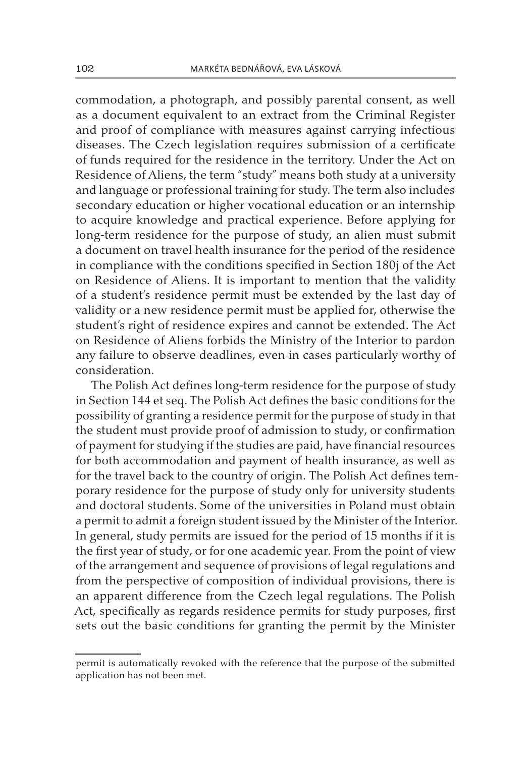commodation, a photograph, and possibly parental consent, as well as a document equivalent to an extract from the Criminal Register and proof of compliance with measures against carrying infectious diseases. The Czech legislation requires submission of a certificate of funds required for the residence in the territory. Under the Act on Residence of Aliens, the term "study" means both study at a university and language or professional training for study. The term also includes secondary education or higher vocational education or an internship to acquire knowledge and practical experience. Before applying for long-term residence for the purpose of study, an alien must submit a document on travel health insurance for the period of the residence in compliance with the conditions specified in Section 180j of the Act on Residence of Aliens. It is important to mention that the validity of a student's residence permit must be extended by the last day of validity or a new residence permit must be applied for, otherwise the student's right of residence expires and cannot be extended. The Act on Residence of Aliens forbids the Ministry of the Interior to pardon any failure to observe deadlines, even in cases particularly worthy of consideration.

The Polish Act defines long-term residence for the purpose of study in Section 144 et seq. The Polish Act defines the basic conditions for the possibility of granting a residence permit for the purpose of study in that the student must provide proof of admission to study, or confirmation of payment for studying if the studies are paid, have financial resources for both accommodation and payment of health insurance, as well as for the travel back to the country of origin. The Polish Act defines temporary residence for the purpose of study only for university students and doctoral students. Some of the universities in Poland must obtain a permit to admit a foreign student issued by the Minister of the Interior. In general, study permits are issued for the period of 15 months if it is the first year of study, or for one academic year. From the point of view of the arrangement and sequence of provisions of legal regulations and from the perspective of composition of individual provisions, there is an apparent difference from the Czech legal regulations. The Polish Act, specifically as regards residence permits for study purposes, first sets out the basic conditions for granting the permit by the Minister

permit is automatically revoked with the reference that the purpose of the submitted application has not been met.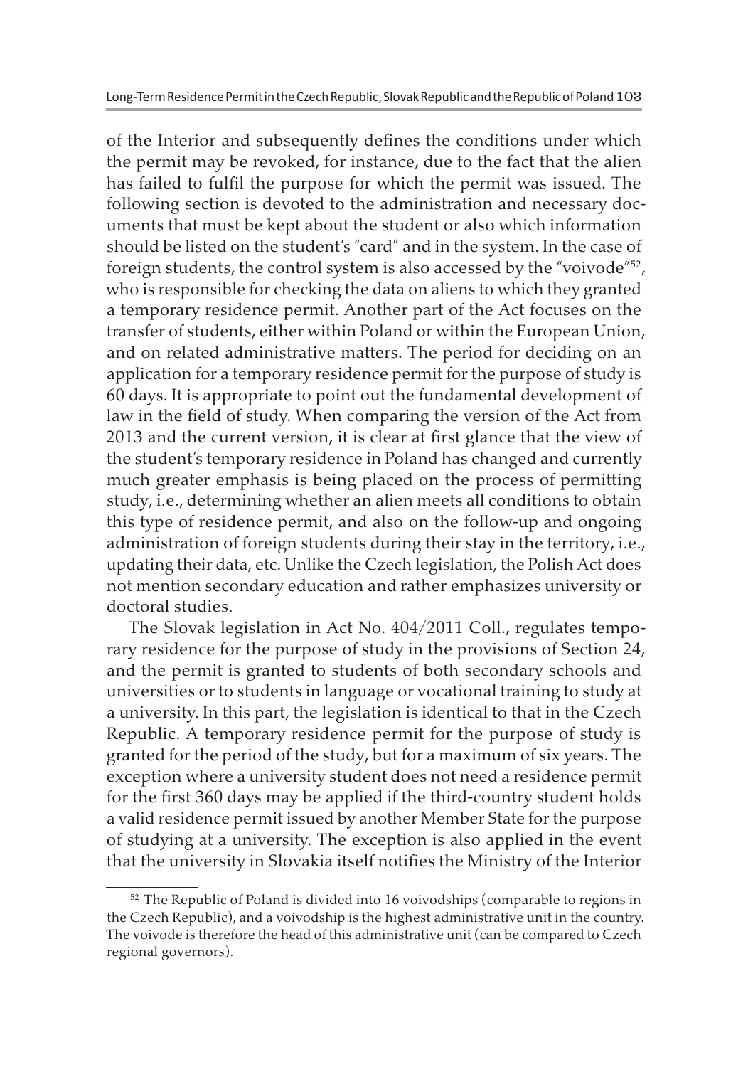of the Interior and subsequently defines the conditions under which the permit may be revoked, for instance, due to the fact that the alien has failed to fulfil the purpose for which the permit was issued. The following section is devoted to the administration and necessary documents that must be kept about the student or also which information should be listed on the student's "card" and in the system. In the case of foreign students, the control system is also accessed by the "voivode"[52], who is responsible for checking the data on aliens to which they granted a temporary residence permit. Another part of the Act focuses on the transfer of students, either within Poland or within the European Union, and on related administrative matters. The period for deciding on an application for a temporary residence permit for the purpose of study is 60 days. It is appropriate to point out the fundamental development of law in the field of study. When comparing the version of the Act from 2013 and the current version, it is clear at first glance that the view of the student's temporary residence in Poland has changed and currently much greater emphasis is being placed on the process of permitting study, i.e., determining whether an alien meets all conditions to obtain this type of residence permit, and also on the follow-up and ongoing administration of foreign students during their stay in the territory, i.e., updating their data, etc. Unlike the Czech legislation, the Polish Act does not mention secondary education and rather emphasizes university or doctoral studies.

The Slovak legislation in Act No. 404/2011 Coll., regulates temporary residence for the purpose of study in the provisions of Section 24, and the permit is granted to students of both secondary schools and universities or to students in language or vocational training to study at a university. In this part, the legislation is identical to that in the Czech Republic. A temporary residence permit for the purpose of study is granted for the period of the study, but for a maximum of six years. The exception where a university student does not need a residence permit for the first 360 days may be applied if the third-country student holds a valid residence permit issued by another Member State for the purpose of studying at a university. The exception is also applied in the event that the university in Slovakia itself notifies the Ministry of the Interior

[52] The Republic of Poland is divided into 16 voivodships (comparable to regions in the Czech Republic), and a voivodship is the highest administrative unit in the country. The voivode is therefore the head of this administrative unit (can be compared to Czech regional governors).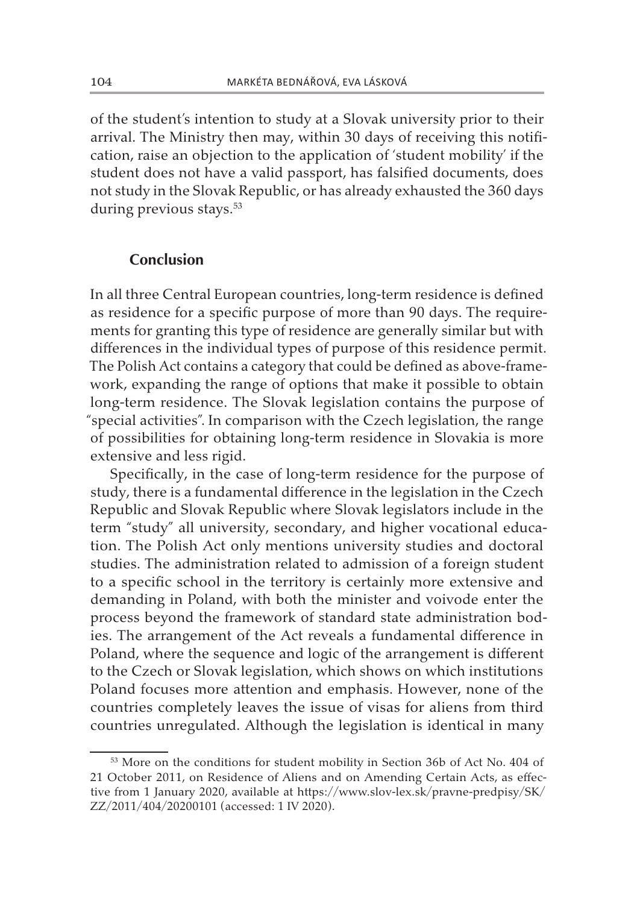of the student's intention to study at a Slovak university prior to their arrival. The Ministry then may, within 30 days of receiving this notification, raise an objection to the application of 'student mobility' if the student does not have a valid passport, has falsified documents, does not study in the Slovak Republic, or has already exhausted the 360 days during previous stays.[53]

## Conclusion

In all three Central European countries, long-term residence is defined as residence for a specific purpose of more than 90 days. The requirements for granting this type of residence are generally similar but with differences in the individual types of purpose of this residence permit. The Polish Act contains a category that could be defined as above-framework, expanding the range of options that make it possible to obtain long-term residence. The Slovak legislation contains the purpose of "special activities". In comparison with the Czech legislation, the range of possibilities for obtaining long-term residence in Slovakia is more extensive and less rigid.

Specifically, in the case of long-term residence for the purpose of study, there is a fundamental difference in the legislation in the Czech Republic and Slovak Republic where Slovak legislators include in the term "study" all university, secondary, and higher vocational education. The Polish Act only mentions university studies and doctoral studies. The administration related to admission of a foreign student to a specific school in the territory is certainly more extensive and demanding in Poland, with both the minister and voivode enter the process beyond the framework of standard state administration bodies. The arrangement of the Act reveals a fundamental difference in Poland, where the sequence and logic of the arrangement is different to the Czech or Slovak legislation, which shows on which institutions Poland focuses more attention and emphasis. However, none of the countries completely leaves the issue of visas for aliens from third countries unregulated. Although the legislation is identical in many

[53] More on the conditions for student mobility in Section 36b of Act No. 404 of 21 October 2011, on Residence of Aliens and on Amending Certain Acts, as effective from 1 January 2020, available at https://www.slov-lex.sk/pravne-predpisy/SK/ZZ/2011/404/20200101 (accessed: 1 IV 2020).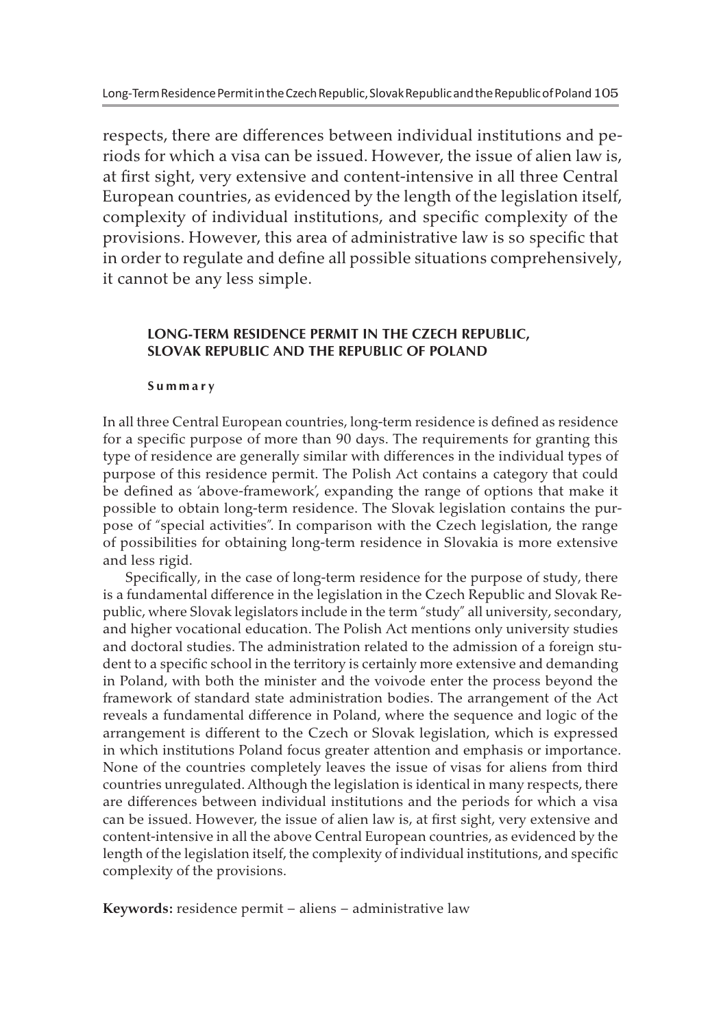respects, there are differences between individual institutions and periods for which a visa can be issued. However, the issue of alien law is, at first sight, very extensive and content-intensive in all three Central European countries, as evidenced by the length of the legislation itself, complexity of individual institutions, and specific complexity of the provisions. However, this area of administrative law is so specific that in order to regulate and define all possible situations comprehensively, it cannot be any less simple.

## LONG-TERM RESIDENCE PERMIT IN THE CZECH REPUBLIC, SLOVAK REPUBLIC AND THE REPUBLIC OF POLAND

**Summary**

In all three Central European countries, long-term residence is defined as residence for a specific purpose of more than 90 days. The requirements for granting this type of residence are generally similar with differences in the individual types of purpose of this residence permit. The Polish Act contains a category that could be defined as 'above-framework', expanding the range of options that make it possible to obtain long-term residence. The Slovak legislation contains the purpose of "special activities". In comparison with the Czech legislation, the range of possibilities for obtaining long-term residence in Slovakia is more extensive and less rigid.

Specifically, in the case of long-term residence for the purpose of study, there is a fundamental difference in the legislation in the Czech Republic and Slovak Republic, where Slovak legislators include in the term "study" all university, secondary, and higher vocational education. The Polish Act mentions only university studies and doctoral studies. The administration related to the admission of a foreign student to a specific school in the territory is certainly more extensive and demanding in Poland, with both the minister and the voivode enter the process beyond the framework of standard state administration bodies. The arrangement of the Act reveals a fundamental difference in Poland, where the sequence and logic of the arrangement is different to the Czech or Slovak legislation, which is expressed in which institutions Poland focus greater attention and emphasis or importance. None of the countries completely leaves the issue of visas for aliens from third countries unregulated. Although the legislation is identical in many respects, there are differences between individual institutions and the periods for which a visa can be issued. However, the issue of alien law is, at first sight, very extensive and content-intensive in all the above Central European countries, as evidenced by the length of the legislation itself, the complexity of individual institutions, and specific complexity of the provisions.

**Keywords:** residence permit – aliens – administrative law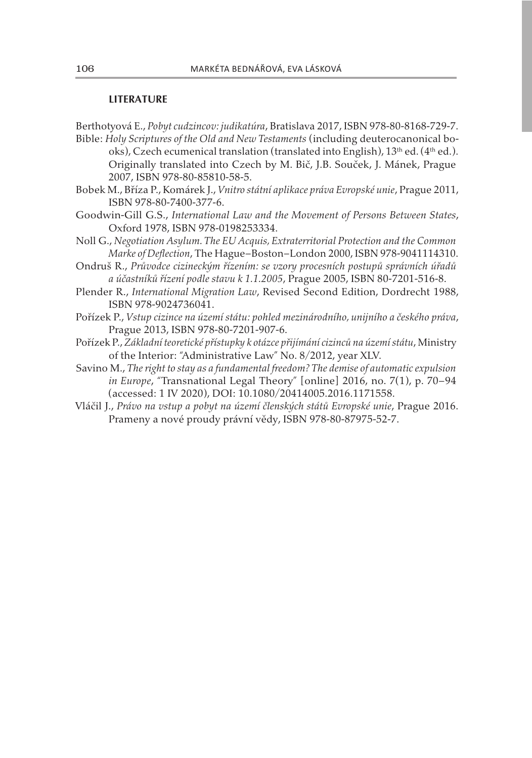## LITERATURE

Berthotyová E., *Pobyt cudzincov: judikatúra*, Bratislava 2017, ISBN 978-80-8168-729-7.

Bible: *Holy Scriptures of the Old and New Testaments* (including deuterocanonical books), Czech ecumenical translation (translated into English), 13th ed. (4th ed.). Originally translated into Czech by M. Bič, J.B. Souček, J. Mánek, Prague 2007, ISBN 978-80-85810-58-5.

Bobek M., Bříza P., Komárek J., *Vnitro státní aplikace práva Evropské unie*, Prague 2011, ISBN 978-80-7400-377-6.

Goodwin-Gill G.S., *International Law and the Movement of Persons Between States*, Oxford 1978, ISBN 978-0198253334.

Noll G., *Negotiation Asylum. The EU Acquis, Extraterritorial Protection and the Common Marke of Deflection*, The Hague–Boston–London 2000, ISBN 978-9041114310.

Ondruš R., *Průvodce cizineckým řízením: se vzory procesních postupů správních úřadů a účastníků řízení podle stavu k 1.1.2005*, Prague 2005, ISBN 80-7201-516-8.

Plender R., *International Migration Law*, Revised Second Edition, Dordrecht 1988, ISBN 978-9024736041.

Pořízek P., *Vstup cizince na území státu: pohled mezinárodního, unijního a českého práva*, Prague 2013, ISBN 978-80-7201-907-6.

Pořízek P., *Základní teoretické přístupky k otázce přijímání cizinců na území státu*, Ministry of the Interior: "Administrative Law" No. 8/2012, year XLV.

Savino M., *The right to stay as a fundamental freedom? The demise of automatic expulsion in Europe*, "Transnational Legal Theory" [online] 2016, no. 7(1), p. 70–94 (accessed: 1 IV 2020), DOI: 10.1080/20414005.2016.1171558.

Vláčil J., *Právo na vstup a pobyt na území členských států Evropské unie*, Prague 2016. Prameny a nové proudy právní vědy, ISBN 978-80-87975-52-7.